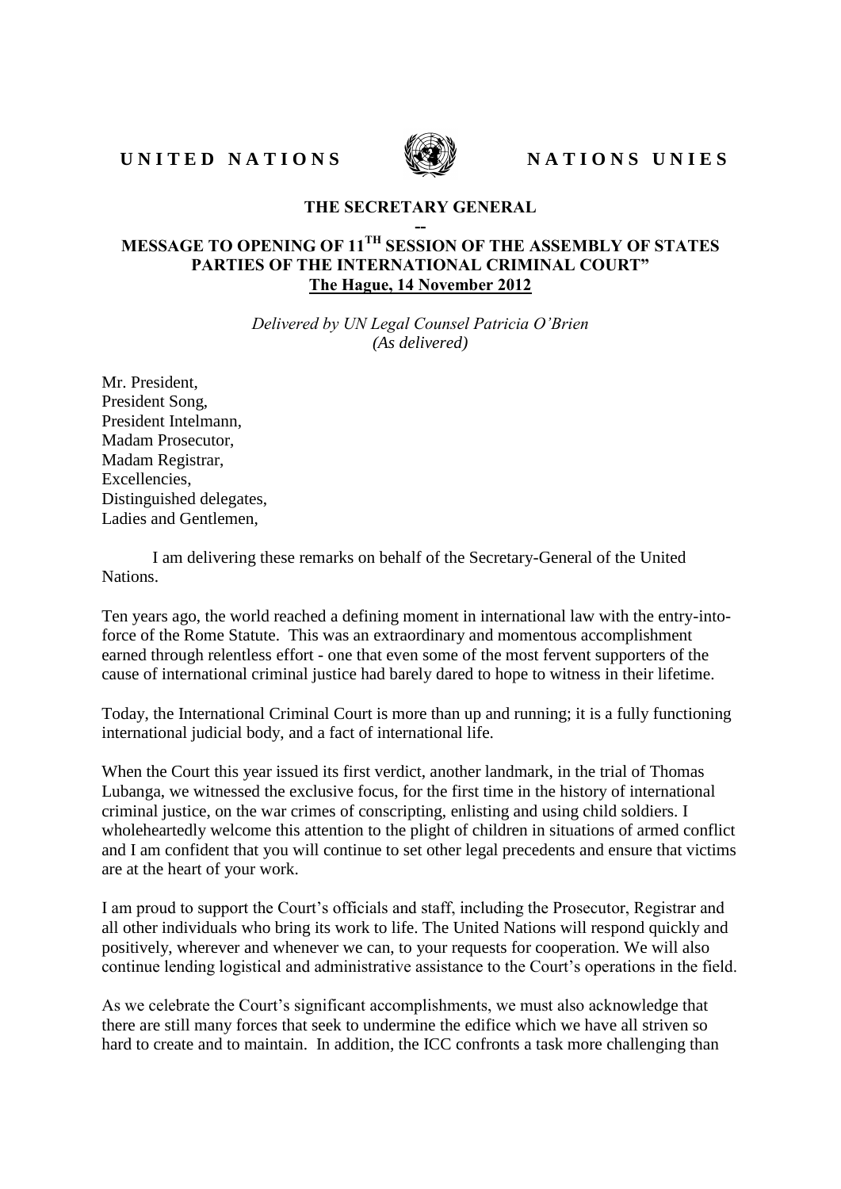**UNITED NATIONS** **NATIONS UNIES**

**THE SECRETARY GENERAL**

**--**

**MESSAGE TO OPENING OF 11TH SESSION OF THE ASSEMBLY OF STATES PARTIES OF THE INTERNATIONAL CRIMINAL COURT"**

**The Hague, 14 November 2012**

*Delivered by UN Legal Counsel Patricia O'Brien*
*(As delivered)*

Mr. President,
President Song,
President Intelmann,
Madam Prosecutor,
Madam Registrar,
Excellencies,
Distinguished delegates,
Ladies and Gentlemen,

I am delivering these remarks on behalf of the Secretary-General of the United Nations.

Ten years ago, the world reached a defining moment in international law with the entry-into-force of the Rome Statute. This was an extraordinary and momentous accomplishment earned through relentless effort - one that even some of the most fervent supporters of the cause of international criminal justice had barely dared to hope to witness in their lifetime.

Today, the International Criminal Court is more than up and running; it is a fully functioning international judicial body, and a fact of international life.

When the Court this year issued its first verdict, another landmark, in the trial of Thomas Lubanga, we witnessed the exclusive focus, for the first time in the history of international criminal justice, on the war crimes of conscripting, enlisting and using child soldiers. I wholeheartedly welcome this attention to the plight of children in situations of armed conflict and I am confident that you will continue to set other legal precedents and ensure that victims are at the heart of your work.

I am proud to support the Court's officials and staff, including the Prosecutor, Registrar and all other individuals who bring its work to life. The United Nations will respond quickly and positively, wherever and whenever we can, to your requests for cooperation. We will also continue lending logistical and administrative assistance to the Court's operations in the field.

As we celebrate the Court's significant accomplishments, we must also acknowledge that there are still many forces that seek to undermine the edifice which we have all striven so hard to create and to maintain. In addition, the ICC confronts a task more challenging than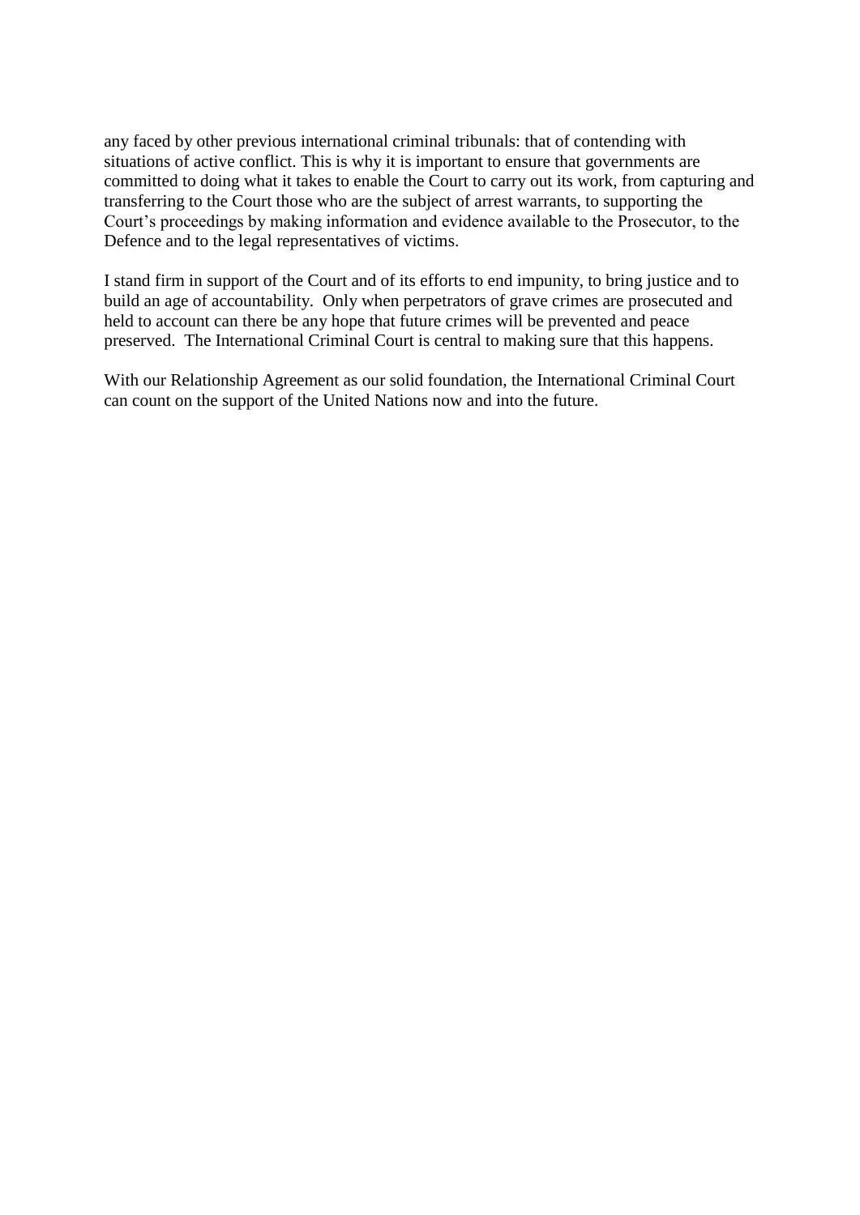any faced by other previous international criminal tribunals: that of contending with situations of active conflict. This is why it is important to ensure that governments are committed to doing what it takes to enable the Court to carry out its work, from capturing and transferring to the Court those who are the subject of arrest warrants, to supporting the Court's proceedings by making information and evidence available to the Prosecutor, to the Defence and to the legal representatives of victims.

I stand firm in support of the Court and of its efforts to end impunity, to bring justice and to build an age of accountability. Only when perpetrators of grave crimes are prosecuted and held to account can there be any hope that future crimes will be prevented and peace preserved. The International Criminal Court is central to making sure that this happens.

With our Relationship Agreement as our solid foundation, the International Criminal Court can count on the support of the United Nations now and into the future.